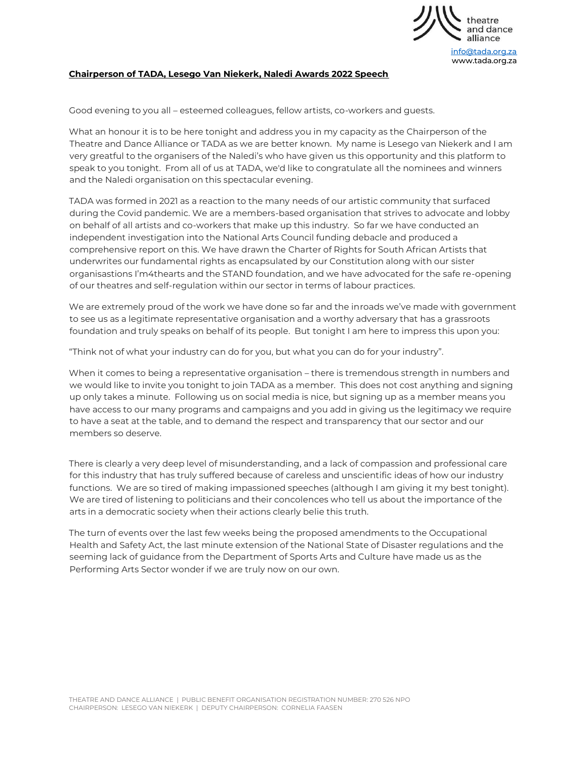theatre and dance alliance

info@tada.org.za
www.tada.org.za

**Chairperson of TADA, Lesego Van Niekerk, Naledi Awards 2022 Speech**

Good evening to you all – esteemed colleagues, fellow artists, co-workers and guests.

What an honour it is to be here tonight and address you in my capacity as the Chairperson of the Theatre and Dance Alliance or TADA as we are better known. My name is Lesego van Niekerk and I am very greatful to the organisers of the Naledi's who have given us this opportunity and this platform to speak to you tonight. From all of us at TADA, we'd like to congratulate all the nominees and winners and the Naledi organisation on this spectacular evening.

TADA was formed in 2021 as a reaction to the many needs of our artistic community that surfaced during the Covid pandemic. We are a members-based organisation that strives to advocate and lobby on behalf of all artists and co-workers that make up this industry. So far we have conducted an independent investigation into the National Arts Council funding debacle and produced a comprehensive report on this. We have drawn the Charter of Rights for South African Artists that underwrites our fundamental rights as encapsulated by our Constitution along with our sister organisastions I'm4thearts and the STAND foundation, and we have advocated for the safe re-opening of our theatres and self-regulation within our sector in terms of labour practices.

We are extremely proud of the work we have done so far and the inroads we've made with government to see us as a legitimate representative organisation and a worthy adversary that has a grassroots foundation and truly speaks on behalf of its people. But tonight I am here to impress this upon you:

"Think not of what your industry can do for you, but what you can do for your industry".

When it comes to being a representative organisation – there is tremendous strength in numbers and we would like to invite you tonight to join TADA as a member. This does not cost anything and signing up only takes a minute. Following us on social media is nice, but signing up as a member means you have access to our many programs and campaigns and you add in giving us the legitimacy we require to have a seat at the table, and to demand the respect and transparency that our sector and our members so deserve.

There is clearly a very deep level of misunderstanding, and a lack of compassion and professional care for this industry that has truly suffered because of careless and unscientific ideas of how our industry functions. We are so tired of making impassioned speeches (although I am giving it my best tonight). We are tired of listening to politicians and their concolences who tell us about the importance of the arts in a democratic society when their actions clearly belie this truth.

The turn of events over the last few weeks being the proposed amendments to the Occupational Health and Safety Act, the last minute extension of the National State of Disaster regulations and the seeming lack of guidance from the Department of Sports Arts and Culture have made us as the Performing Arts Sector wonder if we are truly now on our own.

THEATRE AND DANCE ALLIANCE | PUBLIC BENEFIT ORGANISATION REGISTRATION NUMBER: 270 526 NPO
CHAIRPERSON: LESEGO VAN NIEKERK | DEPUTY CHAIRPERSON: CORNELIA FAASEN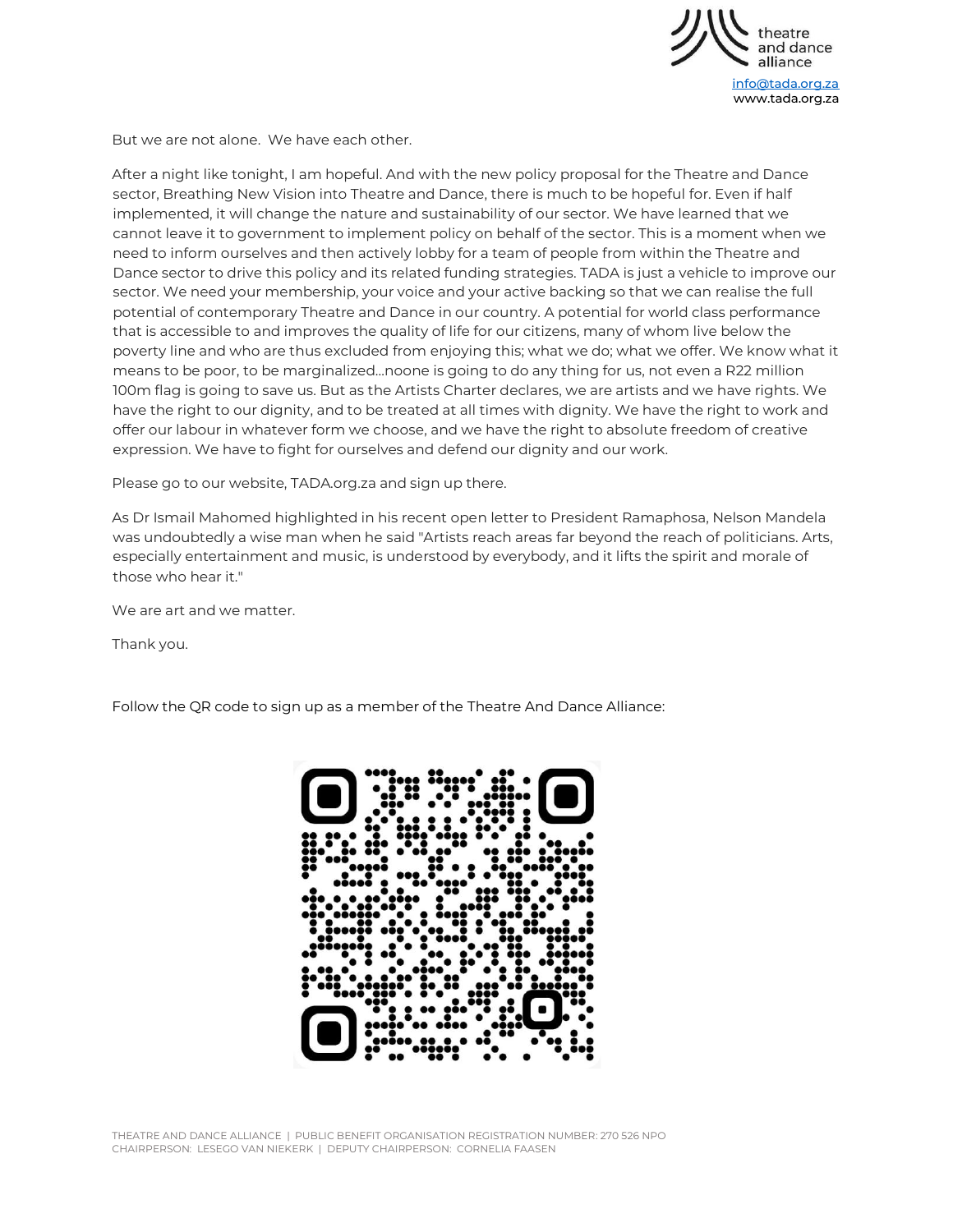But we are not alone. We have each other.

After a night like tonight, I am hopeful. And with the new policy proposal for the Theatre and Dance sector, Breathing New Vision into Theatre and Dance, there is much to be hopeful for. Even if half implemented, it will change the nature and sustainability of our sector. We have learned that we cannot leave it to government to implement policy on behalf of the sector. This is a moment when we need to inform ourselves and then actively lobby for a team of people from within the Theatre and Dance sector to drive this policy and its related funding strategies. TADA is just a vehicle to improve our sector. We need your membership, your voice and your active backing so that we can realise the full potential of contemporary Theatre and Dance in our country. A potential for world class performance that is accessible to and improves the quality of life for our citizens, many of whom live below the poverty line and who are thus excluded from enjoying this; what we do; what we offer. We know what it means to be poor, to be marginalized…noone is going to do any thing for us, not even a R22 million 100m flag is going to save us. But as the Artists Charter declares, we are artists and we have rights. We have the right to our dignity, and to be treated at all times with dignity. We have the right to work and offer our labour in whatever form we choose, and we have the right to absolute freedom of creative expression. We have to fight for ourselves and defend our dignity and our work.

Please go to our website, TADA.org.za and sign up there.

As Dr Ismail Mahomed highlighted in his recent open letter to President Ramaphosa, Nelson Mandela was undoubtedly a wise man when he said "Artists reach areas far beyond the reach of politicians. Arts, especially entertainment and music, is understood by everybody, and it lifts the spirit and morale of those who hear it."

We are art and we matter.

Thank you.

Follow the QR code to sign up as a member of the Theatre And Dance Alliance: